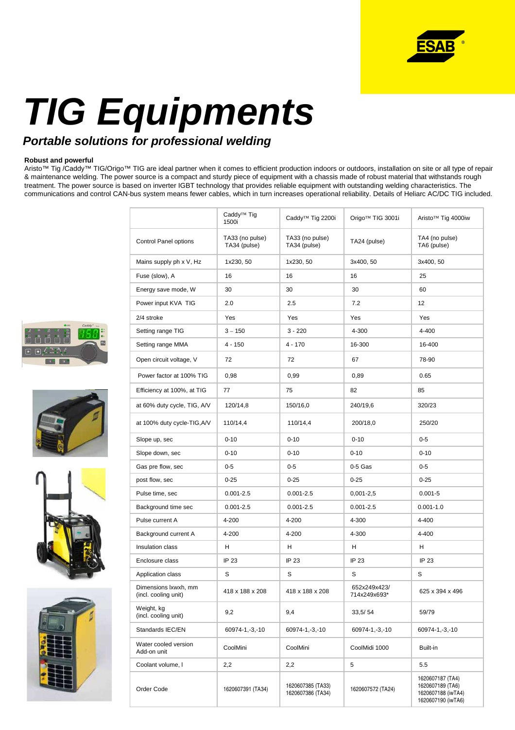# TIG Equipments

***Portable solutions for professional welding***

**Robust and powerful**

Aristo™ Tig /Caddy™ TIG/Origo™ TIG are ideal partner when it comes to efficient production indoors or outdoors, installation on site or all type of repair & maintenance welding. The power source is a compact and sturdy piece of equipment with a chassis made of robust material that withstands rough treatment. The power source is based on inverter IGBT technology that provides reliable equipment with outstanding welding characteristics. The communications and control CAN-bus system means fewer cables, which in turn increases operational reliability. Details of Heliarc AC/DC TIG included.

| | Caddy™ Tig 1500i | Caddy™ Tig 2200i | Origo™ TIG 3001i | Aristo™ Tig 4000iw |
|---|---|---|---|---|
| Control Panel options | TA33 (no pulse) TA34 (pulse) | TA33 (no pulse) TA34 (pulse) | TA24 (pulse) | TA4 (no pulse) TA6 (pulse) |
| Mains supply ph x V, Hz | 1x230, 50 | 1x230, 50 | 3x400, 50 | 3x400, 50 |
| Fuse (slow), A | 16 | 16 | 16 | 25 |
| Energy save mode, W | 30 | 30 | 30 | 60 |
| Power input KVA TIG | 2.0 | 2.5 | 7.2 | 12 |
| 2/4 stroke | Yes | Yes | Yes | Yes |
| Setting range TIG | 3 – 150 | 3 - 220 | 4-300 | 4-400 |
| Setting range MMA | 4 - 150 | 4 - 170 | 16-300 | 16-400 |
| Open circuit voltage, V | 72 | 72 | 67 | 78-90 |
| Power factor at 100% TIG | 0,98 | 0,99 | 0,89 | 0.65 |
| Efficiency at 100%, at TIG | 77 | 75 | 82 | 85 |
| at 60% duty cycle, TIG, A/V | 120/14,8 | 150/16,0 | 240/19,6 | 320/23 |
| at 100% duty cycle-TIG,A/V | 110/14,4 | 110/14,4 | 200/18,0 | 250/20 |
| Slope up, sec | 0-10 | 0-10 | 0-10 | 0-5 |
| Slope down, sec | 0-10 | 0-10 | 0-10 | 0-10 |
| Gas pre flow, sec | 0-5 | 0-5 | 0-5 Gas | 0-5 |
| post flow, sec | 0-25 | 0-25 | 0-25 | 0-25 |
| Pulse time, sec | 0.001-2.5 | 0.001-2.5 | 0,001-2,5 | 0.001-5 |
| Background time sec | 0.001-2.5 | 0.001-2.5 | 0.001-2.5 | 0.001-1.0 |
| Pulse current A | 4-200 | 4-200 | 4-300 | 4-400 |
| Background current A | 4-200 | 4-200 | 4-300 | 4-400 |
| Insulation class | H | H | H | H |
| Enclosure class | IP 23 | IP 23 | IP 23 | IP 23 |
| Application class | S | S | S | S |
| Dimensions lxwxh, mm (incl. cooling unit) | 418 x 188 x 208 | 418 x 188 x 208 | 652x249x423/ 714x249x693* | 625 x 394 x 496 |
| Weight, kg (incl. cooling unit) | 9,2 | 9,4 | 33,5/ 54 | 59/79 |
| Standards IEC/EN | 60974-1,-3,-10 | 60974-1,-3,-10 | 60974-1,-3,-10 | 60974-1,-3,-10 |
| Water cooled version Add-on unit | CoolMini | CoolMini | CoolMidi 1000 | Built-in |
| Coolant volume, l | 2,2 | 2,2 | 5 | 5.5 |
| Order Code | 1620607391 (TA34) | 1620607385 (TA33) 1620607386 (TA34) | 1620607572 (TA24) | 1620607187 (TA4) 1620607189 (TA6) 1620607188 (iwTA4) 1620607190 (iwTA6) |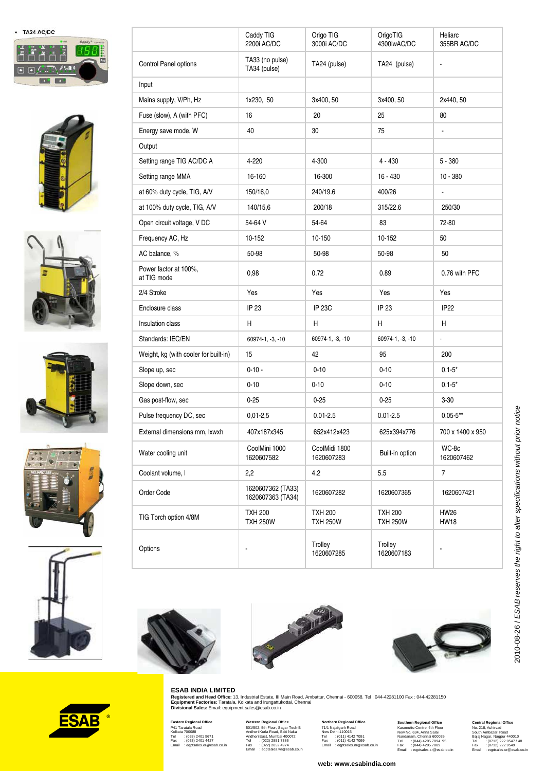- TA34 AC/DC

| | Caddy TIG 2200i AC/DC | Origo TIG 3000i AC/DC | OrigoTIG 4300iwAC/DC | Heliarc 355BR AC/DC |
|---|---|---|---|---|
| Control Panel options | TA33 (no pulse) TA34 (pulse) | TA24 (pulse) | TA24 (pulse) | - |
| Input | | | | |
| Mains supply, V/Ph, Hz | 1x230, 50 | 3x400, 50 | 3x400, 50 | 2x440, 50 |
| Fuse (slow), A (with PFC) | 16 | 20 | 25 | 80 |
| Energy save mode, W | 40 | 30 | 75 | - |
| Output | | | | |
| Setting range TIG AC/DC A | 4-220 | 4-300 | 4 - 430 | 5 - 380 |
| Setting range MMA | 16-160 | 16-300 | 16 - 430 | 10 - 380 |
| at 60% duty cycle, TIG, A/V | 150/16,0 | 240/19.6 | 400/26 | - |
| at 100% duty cycle, TIG, A/V | 140/15,6 | 200/18 | 315/22.6 | 250/30 |
| Open circuit voltage, V DC | 54-64 V | 54-64 | 83 | 72-80 |
| Frequency AC, Hz | 10-152 | 10-150 | 10-152 | 50 |
| AC balance, % | 50-98 | 50-98 | 50-98 | 50 |
| Power factor at 100%, at TIG mode | 0,98 | 0.72 | 0.89 | 0.76 with PFC |
| 2/4 Stroke | Yes | Yes | Yes | Yes |
| Enclosure class | IP 23 | IP 23C | IP 23 | IP22 |
| Insulation class | H | H | H | H |
| Standards: IEC/EN | 60974-1, -3, -10 | 60974-1, -3, -10 | 60974-1, -3, -10 | - |
| Weight, kg (with cooler for built-in) | 15 | 42 | 95 | 200 |
| Slope up, sec | 0-10 - | 0-10 | 0-10 | 0.1-5* |
| Slope down, sec | 0-10 | 0-10 | 0-10 | 0.1-5* |
| Gas post-flow, sec | 0-25 | 0-25 | 0-25 | 3-30 |
| Pulse frequency DC, sec | 0,01-2,5 | 0.01-2.5 | 0.01-2.5 | 0.05-5** |
| External dimensions mm, lxwxh | 407x187x345 | 652x412x423 | 625x394x776 | 700 x 1400 x 950 |
| Water cooling unit | CoolMini 1000 1620607582 | CoolMidi 1800 1620607283 | Built-in option | WC-8c 1620607462 |
| Coolant volume, l | 2,2 | 4.2 | 5.5 | 7 |
| Order Code | 1620607362 (TA33) 1620607363 (TA34) | 1620607282 | 1620607365 | 1620607421 |
| TIG Torch option 4/8M | TXH 200 TXH 250W | TXH 200 TXH 250W | TXH 200 TXH 250W | HW26 HW18 |
| Options | - | Trolley 1620607285 | Trolley 1620607183 | - |

*2010-08-26 / ESAB reserves the right to alter specifications without prior notice*

**ESAB INDIA LIMITED**

**Registered and Head Office:** 13, Industrial Estate, III Main Road, Ambattur, Chennai - 600058. Tel : 044-42281100 Fax : 044-42281150
**Equipment Factories:** Taratala, Kolkata and Irungattukottai, Chennai
**Divisional Sales:** Email: equipment.sales@esab.co.in

**Eastern Regional Office**
P41 Taratala Road
Kolkata 700088
Tel : (033) 2401 9671
Fax : (033) 2401 4427
Email : eqptsales.er@esab.co.in

**Western Regional Office**
501/502, 5th Floor, Sagar Tech-B
Andheri Kurla Road, Saki Naka
Andheri East, Mumbai 400072
Tel : (022) 2851 7386
Fax : (022) 2852 4974
Email : eqptsales.wr@esab.co.in

**Northern Regional Office**
71/1 Najafgarh Road
New Delhi 110015
Tel : (011) 4142 7091
Fax : (011) 4142 7099
Email : eqptsales.nr@esab.co.in

**Southern Regional Office**
Karamuttu Centre, 6th Floor
New No. 634, Anna Salai
Nandanam, Chennai 600035
Tel : (044) 4295 7894 95
Fax : (044) 4295 7889
Email : eqptsales.sr@esab.co.in

**Central Regional Office**
No. 218, Ashirvad
South Ambazari Road
Bajaj Nagar, Nagpur 440010
Tel : (0712) 222 9547 / 48
Fax : (0712) 222 9549
Email : eqptsales.cr@esab.co.in

**web: www.esabindia.com**